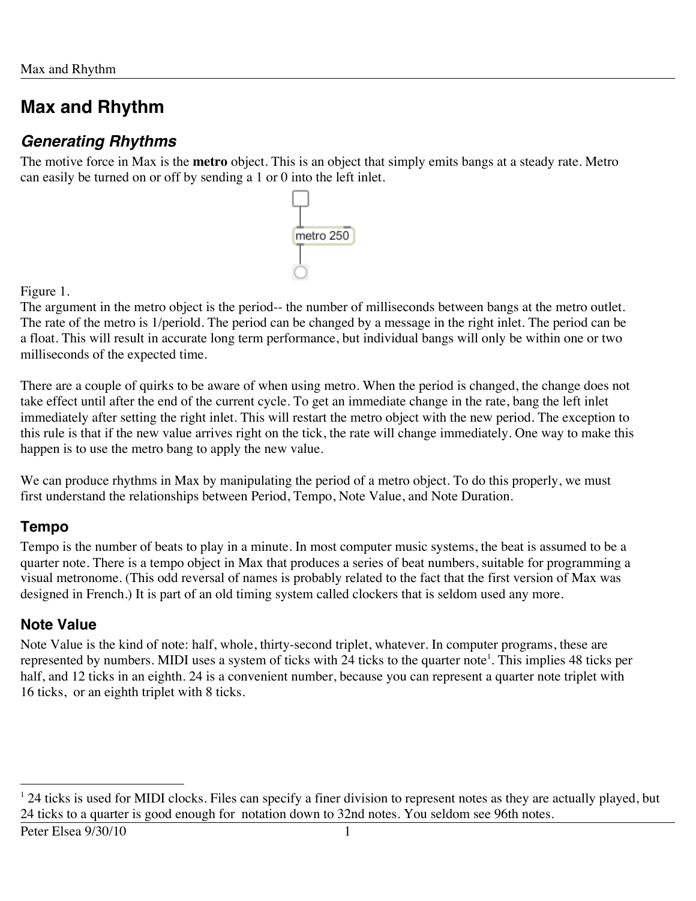# Max and Rhythm

## *Generating Rhythms*

The motive force in Max is the **metro** object. This is an object that simply emits bangs at a steady rate. Metro can easily be turned on or off by sending a 1 or 0 into the left inlet.

Figure 1.

The argument in the metro object is the period-- the number of milliseconds between bangs at the metro outlet. The rate of the metro is 1/periold. The period can be changed by a message in the right inlet. The period can be a float. This will result in accurate long term performance, but individual bangs will only be within one or two milliseconds of the expected time.

There are a couple of quirks to be aware of when using metro. When the period is changed, the change does not take effect until after the end of the current cycle. To get an immediate change in the rate, bang the left inlet immediately after setting the right inlet. This will restart the metro object with the new period. The exception to this rule is that if the new value arrives right on the tick, the rate will change immediately. One way to make this happen is to use the metro bang to apply the new value.

We can produce rhythms in Max by manipulating the period of a metro object. To do this properly, we must first understand the relationships between Period, Tempo, Note Value, and Note Duration.

### Tempo

Tempo is the number of beats to play in a minute. In most computer music systems, the beat is assumed to be a quarter note. There is a tempo object in Max that produces a series of beat numbers, suitable for programming a visual metronome. (This odd reversal of names is probably related to the fact that the first version of Max was designed in French.) It is part of an old timing system called clockers that is seldom used any more.

### Note Value

Note Value is the kind of note: half, whole, thirty-second triplet, whatever. In computer programs, these are represented by numbers. MIDI uses a system of ticks with 24 ticks to the quarter note[1]. This implies 48 ticks per half, and 12 ticks in an eighth. 24 is a convenient number, because you can represent a quarter note triplet with 16 ticks, or an eighth triplet with 8 ticks.

---

[1] 24 ticks is used for MIDI clocks. Files can specify a finer division to represent notes as they are actually played, but 24 ticks to a quarter is good enough for notation down to 32nd notes. You seldom see 96th notes.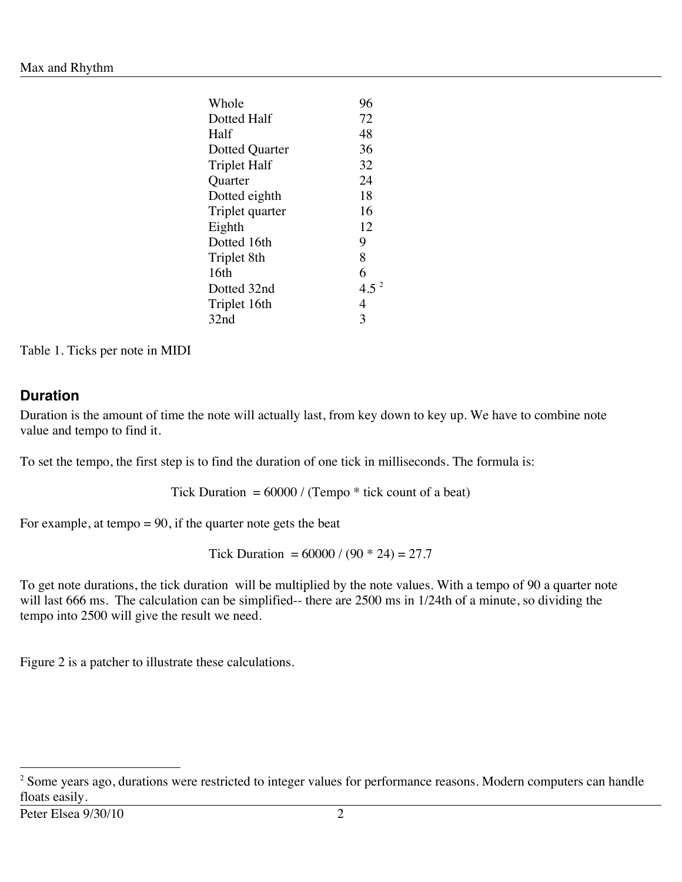| | |
|---|---|
| Whole | 96 |
| Dotted Half | 72 |
| Half | 48 |
| Dotted Quarter | 36 |
| Triplet Half | 32 |
| Quarter | 24 |
| Dotted eighth | 18 |
| Triplet quarter | 16 |
| Eighth | 12 |
| Dotted 16th | 9 |
| Triplet 8th | 8 |
| 16th | 6 |
| Dotted 32nd | 4.5 [2] |
| Triplet 16th | 4 |
| 32nd | 3 |

Table 1. Ticks per note in MIDI

## Duration

Duration is the amount of time the note will actually last, from key down to key up. We have to combine note value and tempo to find it.

To set the tempo, the first step is to find the duration of one tick in milliseconds. The formula is:

$$\text{Tick Duration} = 60000 / (\text{Tempo} * \text{tick count of a beat})$$

For example, at tempo = 90, if the quarter note gets the beat

$$\text{Tick Duration} = 60000 / (90 * 24) = 27.7$$

To get note durations, the tick duration will be multiplied by the note values. With a tempo of 90 a quarter note will last 666 ms. The calculation can be simplified-- there are 2500 ms in 1/24th of a minute, so dividing the tempo into 2500 will give the result we need.

Figure 2 is a patcher to illustrate these calculations.

[2] Some years ago, durations were restricted to integer values for performance reasons. Modern computers can handle floats easily.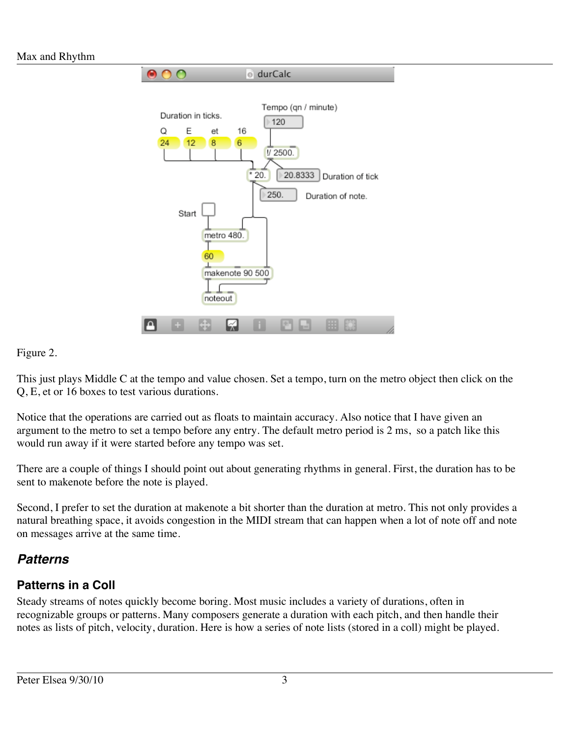Figure 2.

This just plays Middle C at the tempo and value chosen. Set a tempo, turn on the metro object then click on the Q, E, et or 16 boxes to test various durations.

Notice that the operations are carried out as floats to maintain accuracy. Also notice that I have given an argument to the metro to set a tempo before any entry. The default metro period is 2 ms, so a patch like this would run away if it were started before any tempo was set.

There are a couple of things I should point out about generating rhythms in general. First, the duration has to be sent to makenote before the note is played.

Second, I prefer to set the duration at makenote a bit shorter than the duration at metro. This not only provides a natural breathing space, it avoids congestion in the MIDI stream that can happen when a lot of note off and note on messages arrive at the same time.

## *Patterns*

### Patterns in a Coll

Steady streams of notes quickly become boring. Most music includes a variety of durations, often in recognizable groups or patterns. Many composers generate a duration with each pitch, and then handle their notes as lists of pitch, velocity, duration. Here is how a series of note lists (stored in a coll) might be played.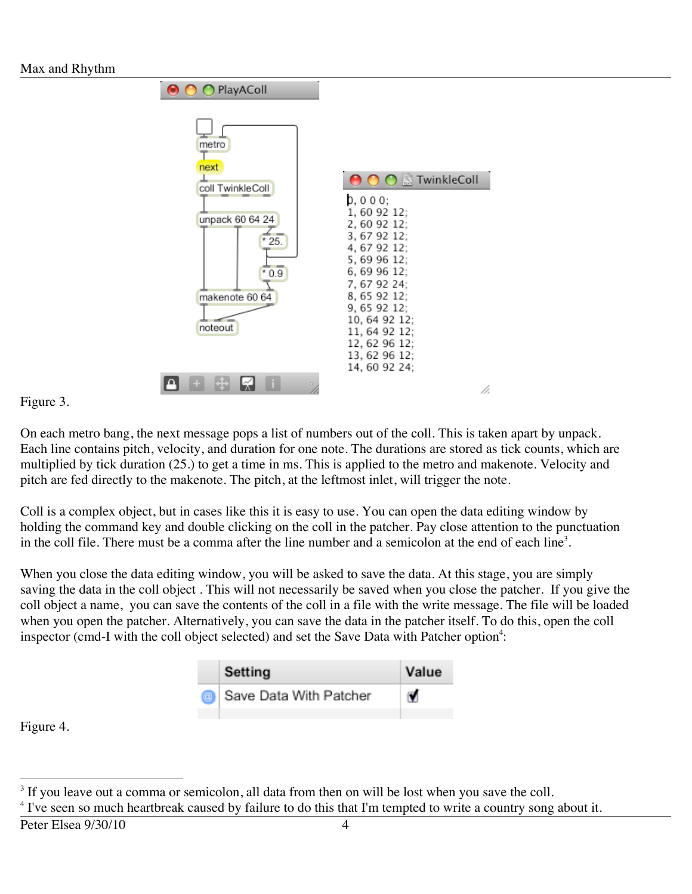```
0, 0 0 0;
1, 60 92 12;
2, 60 92 12;
3, 67 92 12;
4, 67 92 12;
5, 69 96 12;
6, 69 96 12;
7, 67 92 24;
8, 65 92 12;
9, 65 92 12;
10, 64 92 12;
11, 64 92 12;
12, 62 96 12;
13, 62 96 12;
14, 60 92 24;
```

Figure 3.

On each metro bang, the next message pops a list of numbers out of the coll. This is taken apart by unpack. Each line contains pitch, velocity, and duration for one note. The durations are stored as tick counts, which are multiplied by tick duration (25.) to get a time in ms. This is applied to the metro and makenote. Velocity and pitch are fed directly to the makenote. The pitch, at the leftmost inlet, will trigger the note.

Coll is a complex object, but in cases like this it is easy to use. You can open the data editing window by holding the command key and double clicking on the coll in the patcher. Pay close attention to the punctuation in the coll file. There must be a comma after the line number and a semicolon at the end of each line[3].

When you close the data editing window, you will be asked to save the data. At this stage, you are simply saving the data in the coll object . This will not necessarily be saved when you close the patcher. If you give the coll object a name, you can save the contents of the coll in a file with the write message. The file will be loaded when you open the patcher. Alternatively, you can save the data with the patcher itself. To do this, open the coll inspector (cmd-I with the coll object selected) and set the Save Data with Patcher option[4]:

| Setting | Value |
|---|---|
| Save Data With Patcher | ✓ |

Figure 4.

[3] If you leave out a comma or semicolon, all data from then on will be lost when you save the coll.

[4] I've seen so much heartbreak caused by failure to do this that I'm tempted to write a country song about it.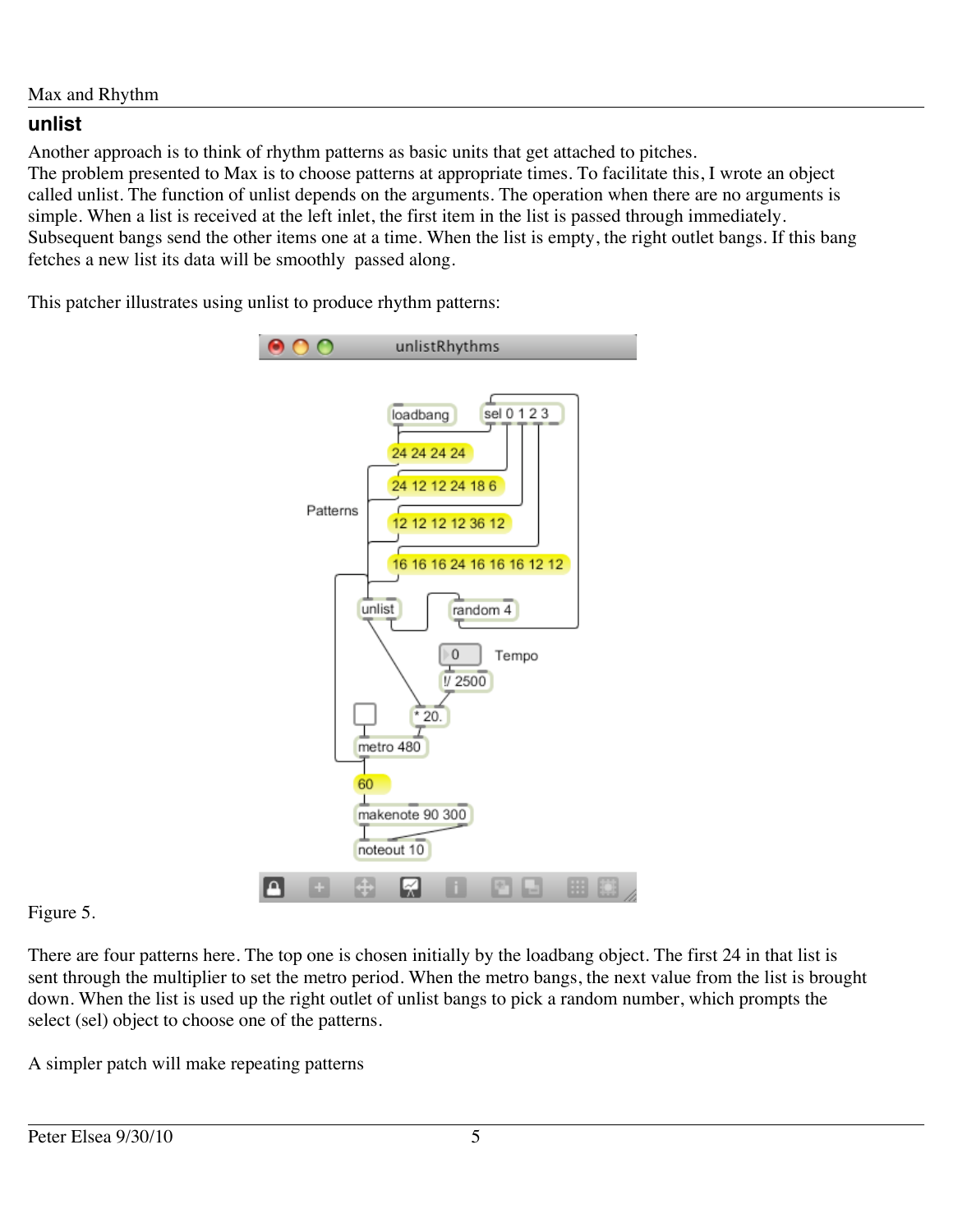## unlist

Another approach is to think of rhythm patterns as basic units that get attached to pitches. The problem presented to Max is to choose patterns at appropriate times. To facilitate this, I wrote an object called unlist. The function of unlist depends on the arguments. The operation when there are no arguments is simple. When a list is received at the left inlet, the first item in the list is passed through immediately. Subsequent bangs send the other items one at a time. When the list is empty, the right outlet bangs. If this bang fetches a new list its data will be smoothly passed along.

This patcher illustrates using unlist to produce rhythm patterns:

Figure 5.

There are four patterns here. The top one is chosen initially by the loadbang object. The first 24 in that list is sent through the multiplier to set the metro period. When the metro bangs, the next value from the list is brought down. When the list is used up the right outlet of unlist bangs to pick a random number, which prompts the select (sel) object to choose one of the patterns.

A simpler patch will make repeating patterns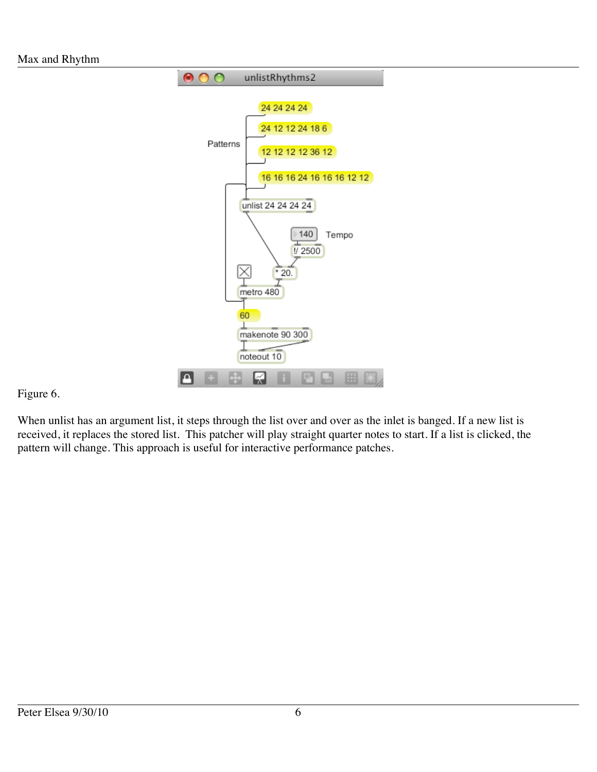Figure 6.

When unlist has an argument list, it steps through the list over and over as the inlet is banged. If a new list is received, it replaces the stored list. This patcher will play straight quarter notes to start. If a list is clicked, the pattern will change. This approach is useful for interactive performance patches.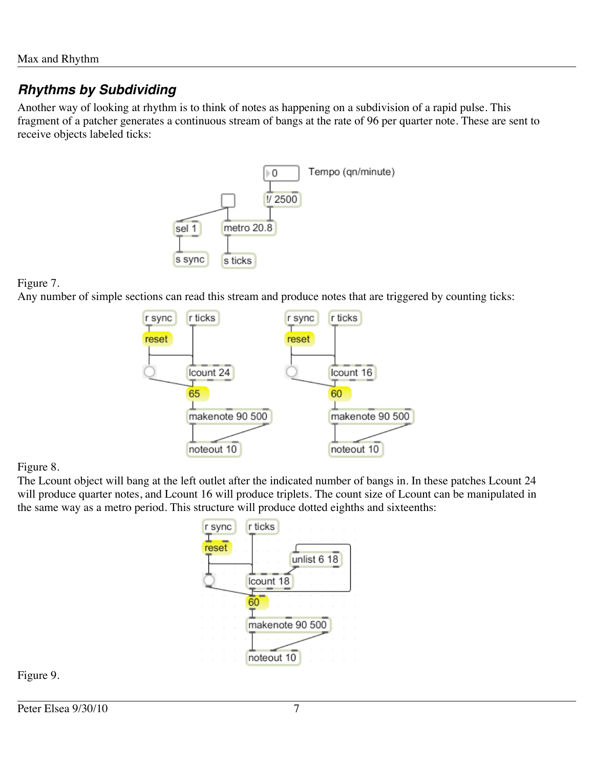## *Rhythms by Subdividing*

Another way of looking at rhythm is to think of notes as happening on a subdivision of a rapid pulse. This fragment of a patcher generates a continuous stream of bangs at the rate of 96 per quarter note. These are sent to receive objects labeled ticks:

Figure 7.

Any number of simple sections can read this stream and produce notes that are triggered by counting ticks:

Figure 8.

The Lcount object will bang at the left outlet after the indicated number of bangs in. In these patches Lcount 24 will produce quarter notes, and Lcount 16 will produce triplets. The count size of Lcount can be manipulated in the same way as a metro period. This structure will produce dotted eighths and sixteenths:

Figure 9.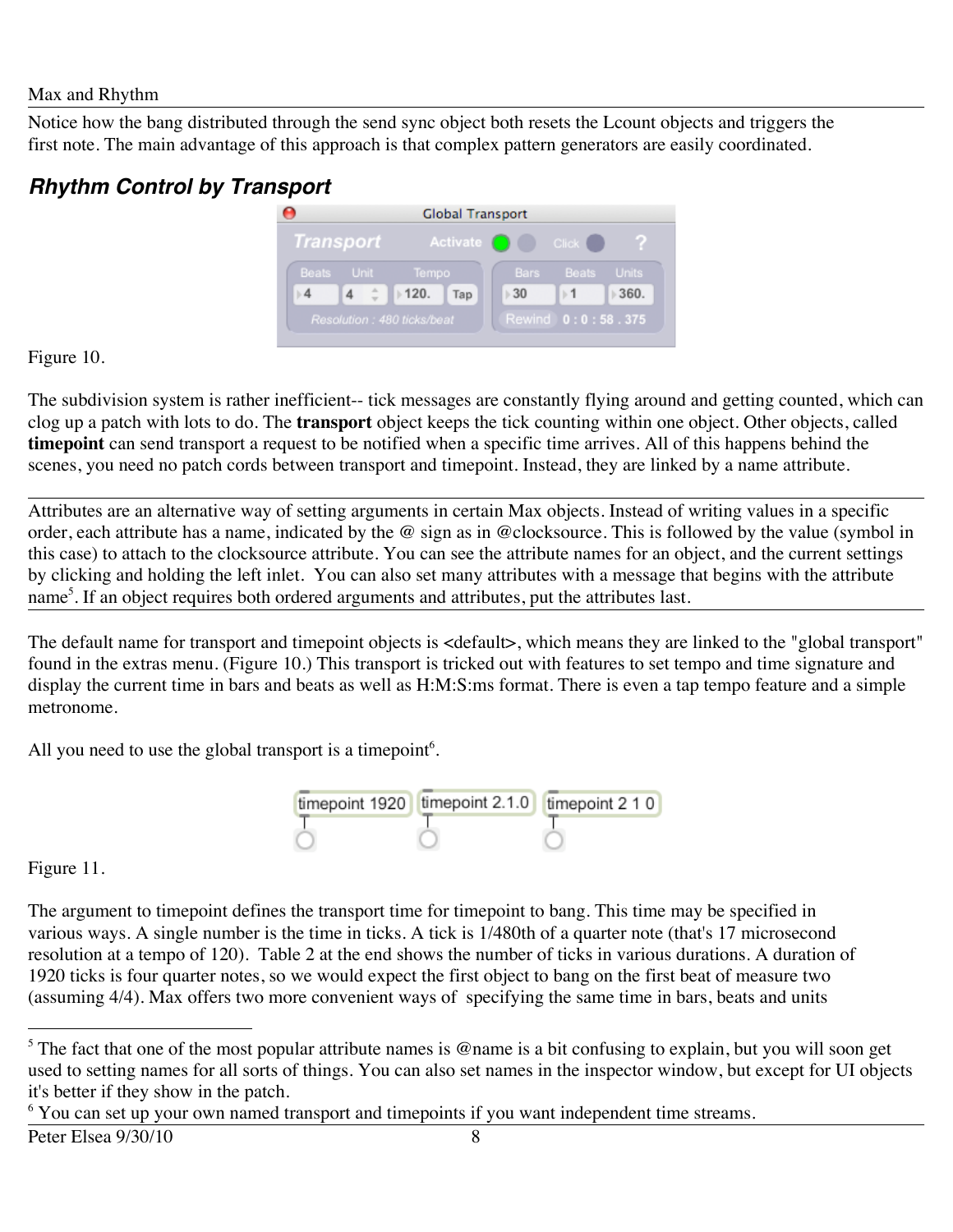Notice how the bang distributed through the send sync object both resets the Lcount objects and triggers the first note. The main advantage of this approach is that complex pattern generators are easily coordinated.

## *Rhythm Control by Transport*

Figure 10.

The subdivision system is rather inefficient-- tick messages are constantly flying around and getting counted, which can clog up a patch with lots to do. The **transport** object keeps the tick counting within one object. Other objects, called **timepoint** can send transport a request to be notified when a specific time arrives. All of this happens behind the scenes, you need no patch cords between transport and timepoint. Instead, they are linked by a name attribute.

---

Attributes are an alternative way of setting arguments in certain Max objects. Instead of writing values in a specific order, each attribute has a name, indicated by the @ sign as in @clocksource. This is followed by the value (symbol in this case) to attach to the clocksource attribute. You can see the attribute names for an object, and the current settings by clicking and holding the left inlet. You can also set many attributes with a message that begins with the attribute name[5]. If an object requires both ordered arguments and attributes, put the attributes last.

---

The default name for transport and timepoint objects is <default>, which means they are linked to the "global transport" found in the extras menu. (Figure 10.) This transport is tricked out with features to set tempo and time signature and display the current time in bars and beats as well as H:M:S:ms format. There is even a tap tempo feature and a simple metronome.

All you need to use the global transport is a timepoint[6].

Figure 11.

The argument to timepoint defines the transport time for timepoint to bang. This time may be specified in various ways. A single number is the time in ticks. A tick is 1/480th of a quarter note (that's 17 microsecond resolution at a tempo of 120). Table 2 at the end shows the number of ticks in various durations. A duration of 1920 ticks is four quarter notes, so we would expect the first object to bang on the first beat of measure two (assuming 4/4). Max offers two more convenient ways of specifying the same time in bars, beats and units

---

[5] The fact that one of the most popular attribute names is @name is a bit confusing to explain, but you will soon get used to setting names for all sorts of things. You can also set names in the inspector window, but except for UI objects it's better if they show in the patch.

[6] You can set up your own named transport and timepoints if you want independent time streams.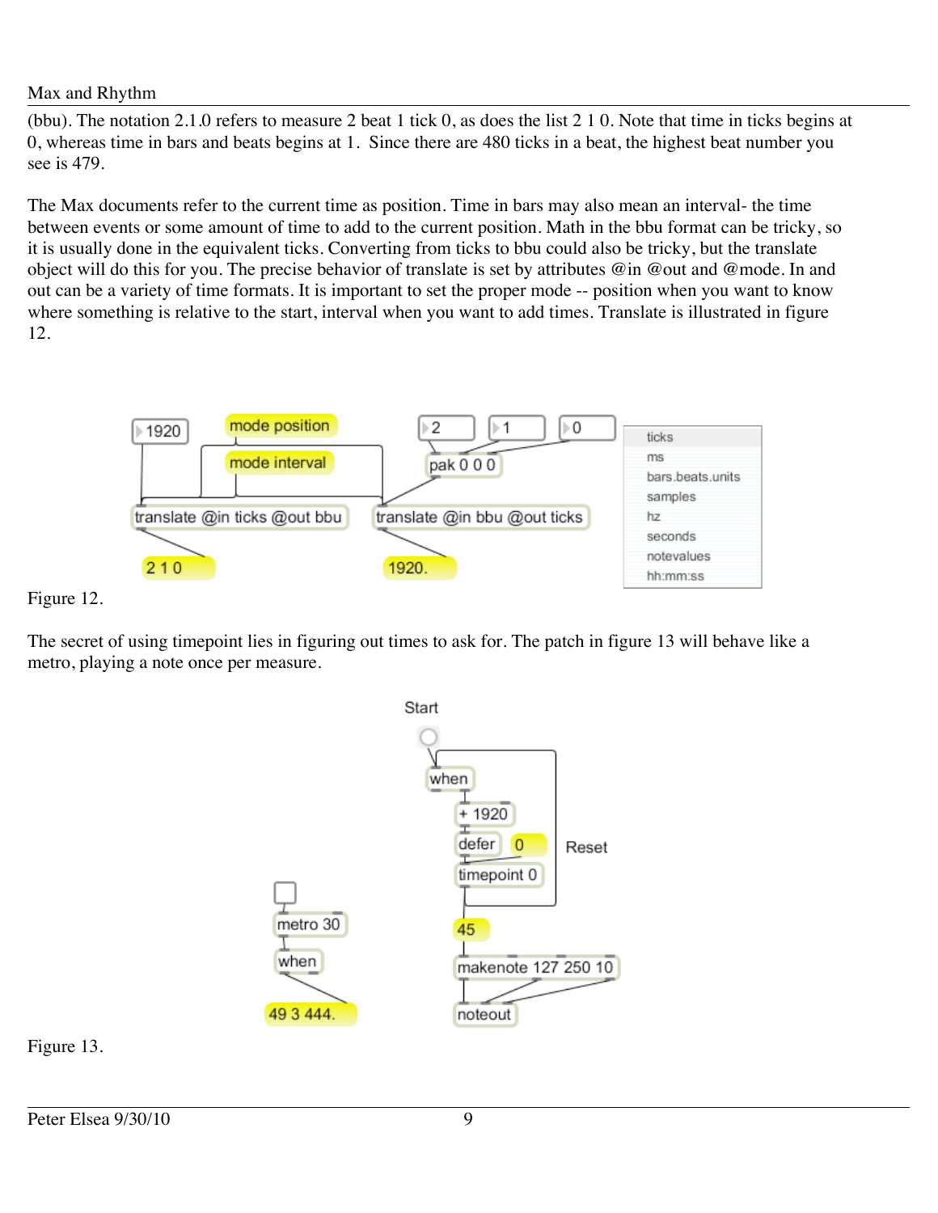(bbu). The notation 2.1.0 refers to measure 2 beat 1 tick 0, as does the list 2 1 0. Note that time in ticks begins at 0, whereas time in bars and beats begins at 1. Since there are 480 ticks in a beat, the highest beat number you see is 479.

The Max documents refer to the current time as position. Time in bars may also mean an interval- the time between events or some amount of time to add to the current position. Math in the bbu format can be tricky, so it is usually done in the equivalent ticks. Converting from ticks to bbu could also be tricky, but the translate object will do this for you. The precise behavior of translate is set by attributes @in @out and @mode. In and out can be a variety of time formats. It is important to set the proper mode -- position when you want to know where something is relative to the start, interval when you want to add times. Translate is illustrated in figure 12.

Figure 12.

The secret of using timepoint lies in figuring out times to ask for. The patch in figure 13 will behave like a metro, playing a note once per measure.

Figure 13.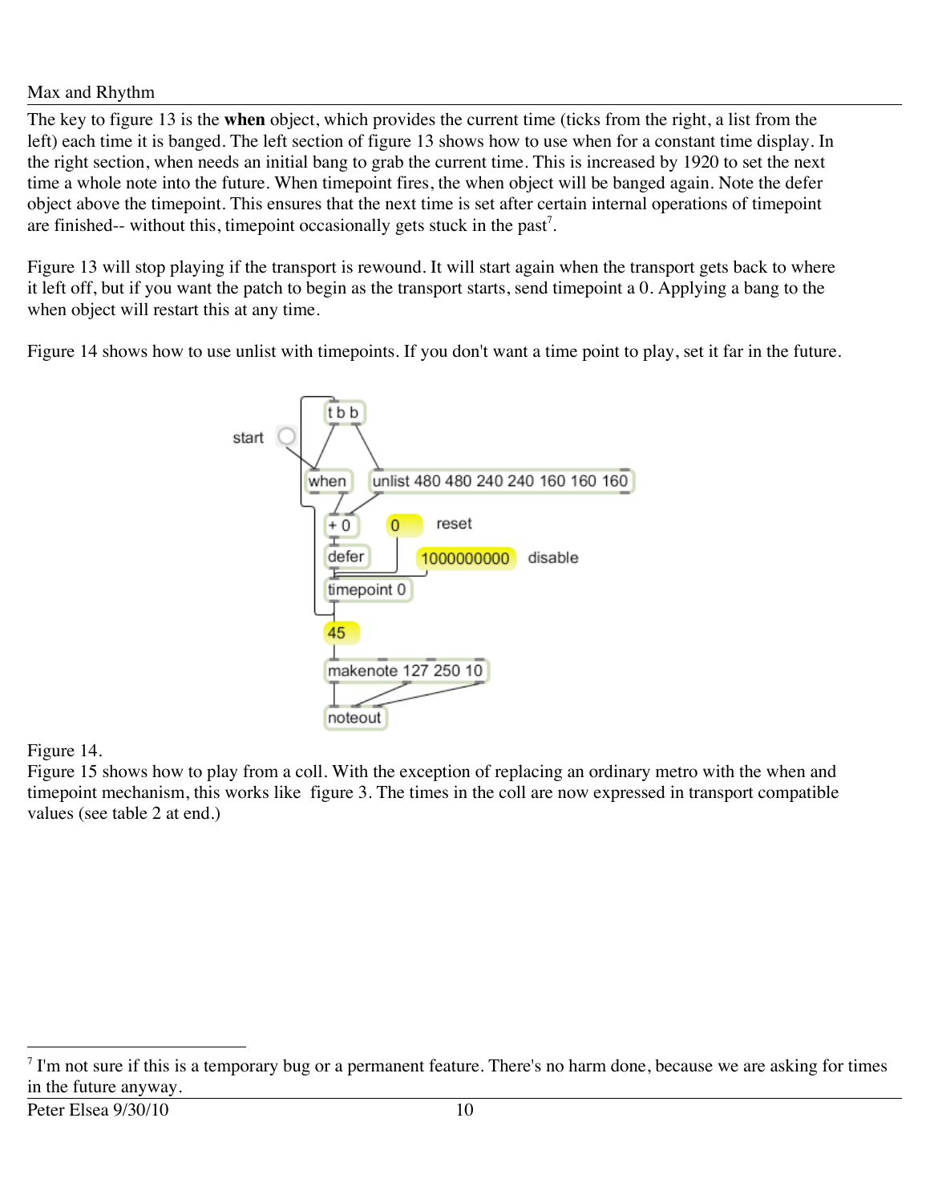The key to figure 13 is the **when** object, which provides the current time (ticks from the right, a list from the left) each time it is banged. The left section of figure 13 shows how to use when for a constant time display. In the right section, when needs an initial bang to grab the current time. This is increased by 1920 to set the next time a whole note into the future. When timepoint fires, the when object will be banged again. Note the defer object above the timepoint. This ensures that the next time is set after certain internal operations of timepoint are finished-- without this, timepoint occasionally gets stuck in the past[7].

Figure 13 will stop playing if the transport is rewound. It will start again when the transport gets back to where it left off, but if you want the patch to begin as the transport starts, send timepoint a 0. Applying a bang to the when object will restart this at any time.

Figure 14 shows how to use unlist with timepoints. If you don't want a time point to play, set it far in the future.

Figure 14.

Figure 15 shows how to play from a coll. With the exception of replacing an ordinary metro with the when and timepoint mechanism, this works like figure 3. The times in the coll are now expressed in transport compatible values (see table 2 at end.)

[7] I'm not sure if this is a temporary bug or a permanent feature. There's no harm done, because we are asking for times in the future anyway.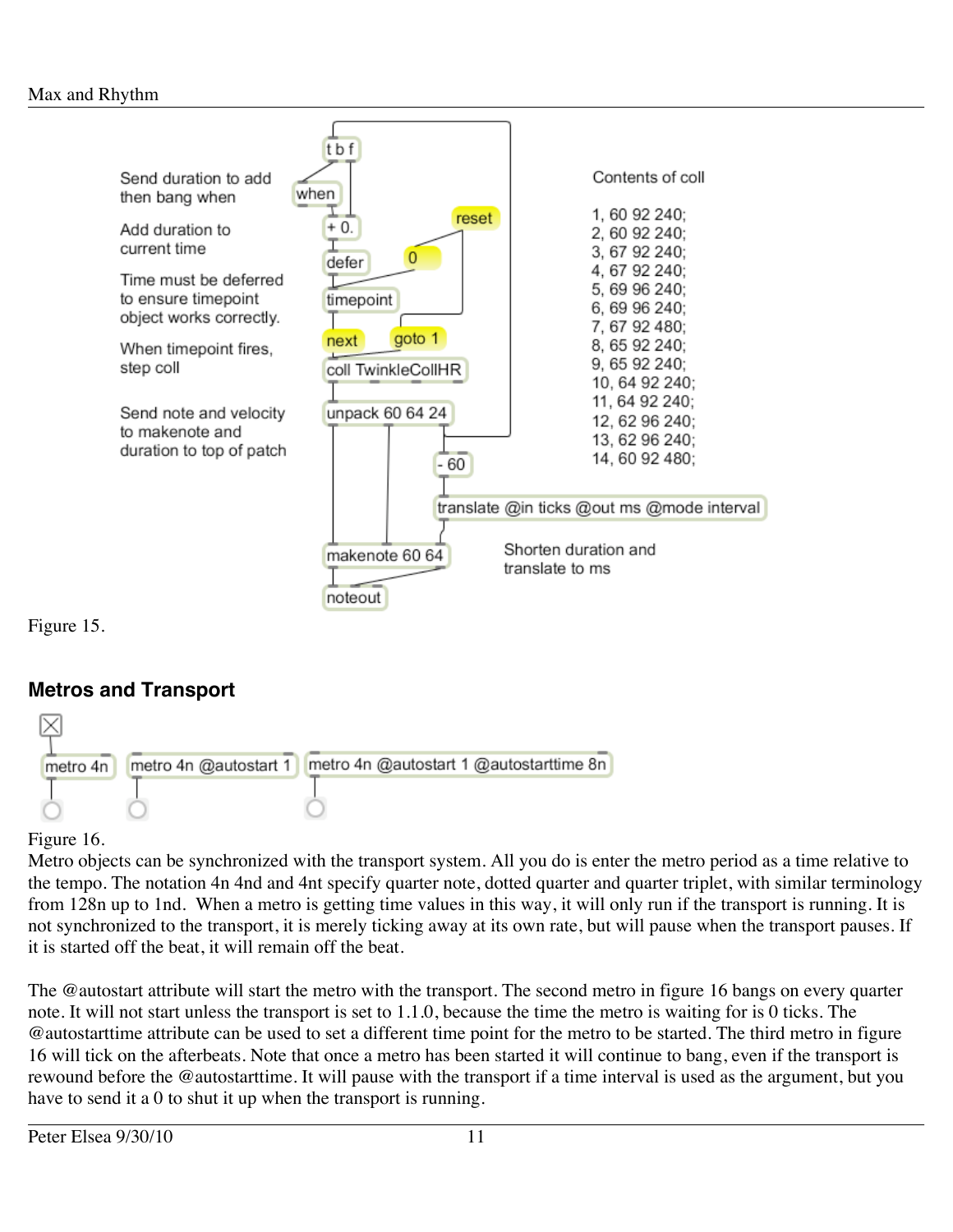Send duration to add then bang when

Add duration to current time

Time must be deferred to ensure timepoint object works correctly.

When timepoint fires, step coll

Send note and velocity to makenote and duration to top of patch

Shorten duration and translate to ms

Contents of coll

```
1, 60 92 240;
2, 60 92 240;
3, 67 92 240;
4, 67 92 240;
5, 69 96 240;
6, 69 96 240;
7, 67 92 480;
8, 65 92 240;
9, 65 92 240;
10, 64 92 240;
11, 64 92 240;
12, 62 96 240;
13, 62 96 240;
14, 60 92 480;
```

Figure 15.

## Metros and Transport

Figure 16.

Metro objects can be synchronized with the transport system. All you do is enter the metro period as a time relative to the tempo. The notation 4n 4nd and 4nt specify quarter note, dotted quarter and quarter triplet, with similar terminology from 128n up to 1nd. When a metro is getting time values in this way, it will only run if the transport is running. It is not synchronized to the transport, it is merely ticking away at its own rate, but will pause when the transport pauses. If it is started off the beat, it will remain off the beat.

The @autostart attribute will start the metro with the transport. The second metro in figure 16 bangs on every quarter note. It will not start unless the transport is set to 1.1.0, because the time the metro is waiting for is 0 ticks. The @autostarttime attribute can be used to set a different time point for the metro to be started. The third metro in figure 16 will tick on the afterbeats. Note that once a metro has been started it will continue to bang, even if the transport is rewound before the @autostarttime. It will pause with the transport if a time interval is used as the argument, but you have to send it a 0 to shut it up when the transport is running.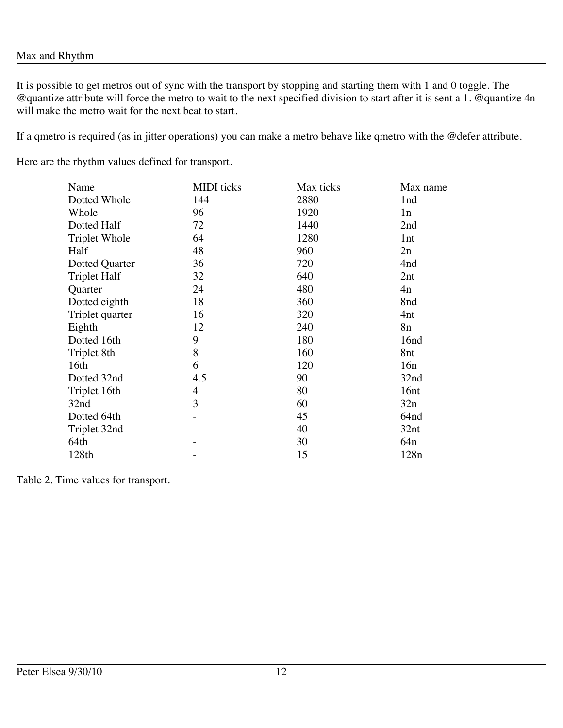It is possible to get metros out of sync with the transport by stopping and starting them with 1 and 0 toggle. The @quantize attribute will force the metro to wait to the next specified division to start after it is sent a 1. @quantize 4n will make the metro wait for the next beat to start.

If a qmetro is required (as in jitter operations) you can make a metro behave like qmetro with the @defer attribute.

Here are the rhythm values defined for transport.

| Name | MIDI ticks | Max ticks | Max name |
|---|---|---|---|
| Dotted Whole | 144 | 2880 | 1nd |
| Whole | 96 | 1920 | 1n |
| Dotted Half | 72 | 1440 | 2nd |
| Triplet Whole | 64 | 1280 | 1nt |
| Half | 48 | 960 | 2n |
| Dotted Quarter | 36 | 720 | 4nd |
| Triplet Half | 32 | 640 | 2nt |
| Quarter | 24 | 480 | 4n |
| Dotted eighth | 18 | 360 | 8nd |
| Triplet quarter | 16 | 320 | 4nt |
| Eighth | 12 | 240 | 8n |
| Dotted 16th | 9 | 180 | 16nd |
| Triplet 8th | 8 | 160 | 8nt |
| 16th | 6 | 120 | 16n |
| Dotted 32nd | 4.5 | 90 | 32nd |
| Triplet 16th | 4 | 80 | 16nt |
| 32nd | 3 | 60 | 32n |
| Dotted 64th | - | 45 | 64nd |
| Triplet 32nd | - | 40 | 32nt |
| 64th | - | 30 | 64n |
| 128th | - | 15 | 128n |

Table 2. Time values for transport.